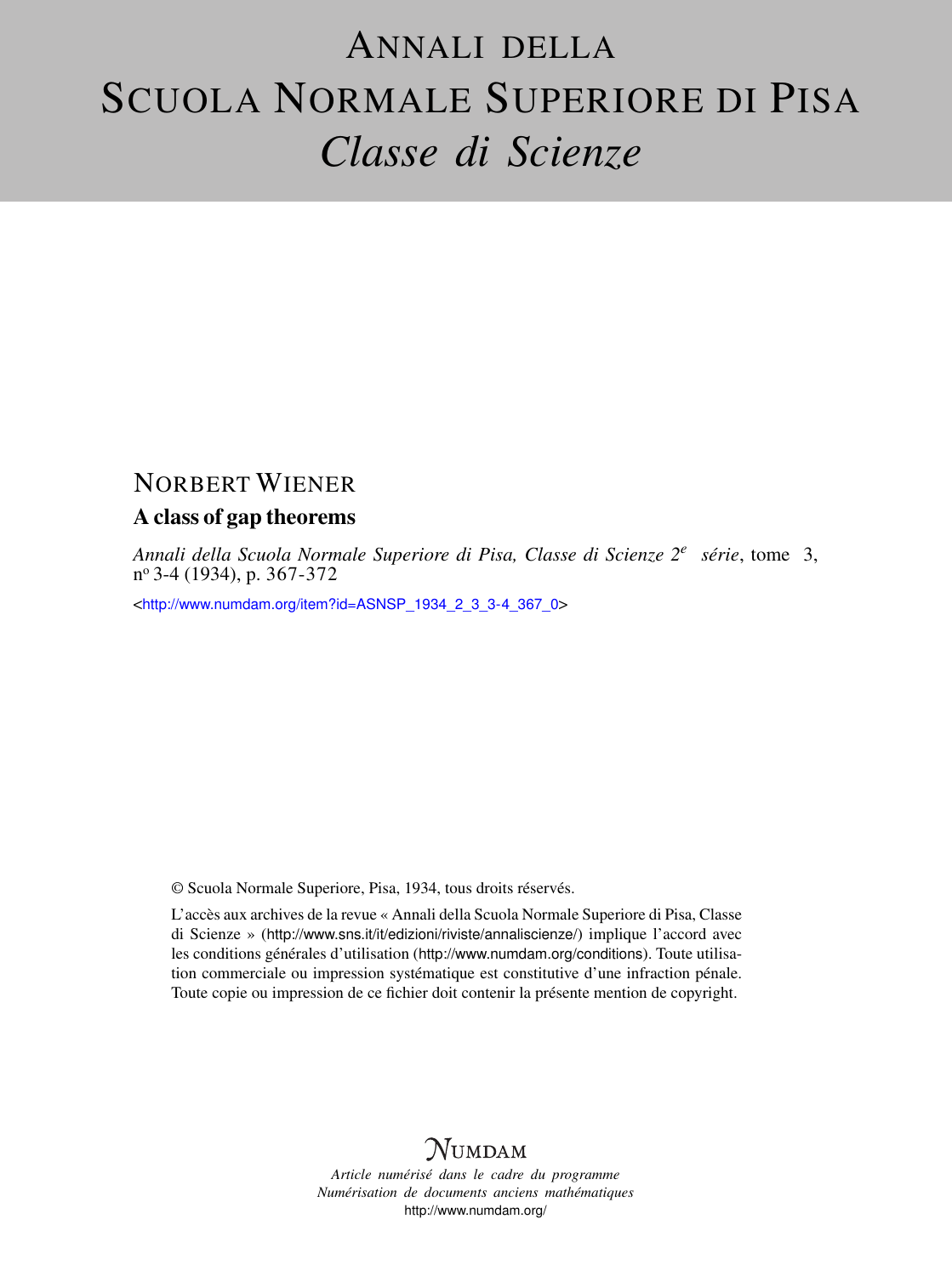# ANNALI DELLA SCUOLA NORMALE SUPERIORE DI PISA
## *Classe di Scienze*

NORBERT WIENER

**A class of gap theorems**

*Annali della Scuola Normale Superiore di Pisa, Classe di Scienze 2e série*, tome 3, nº 3-4 (1934), p. 367-372

<http://www.numdam.org/item?id=ASNSP_1934_2_3_3-4_367_0>

© Scuola Normale Superiore, Pisa, 1934, tous droits réservés.

L'accès aux archives de la revue « Annali della Scuola Normale Superiore di Pisa, Classe di Scienze » (http://www.sns.it/it/edizioni/riviste/annaliscienze/) implique l'accord avec les conditions générales d'utilisation (http://www.numdam.org/conditions). Toute utilisation commerciale ou impression systématique est constitutive d'une infraction pénale. Toute copie ou impression de ce fichier doit contenir la présente mention de copyright.

NUMDAM

*Article numérisé dans le cadre du programme Numérisation de documents anciens mathématiques*
http://www.numdam.org/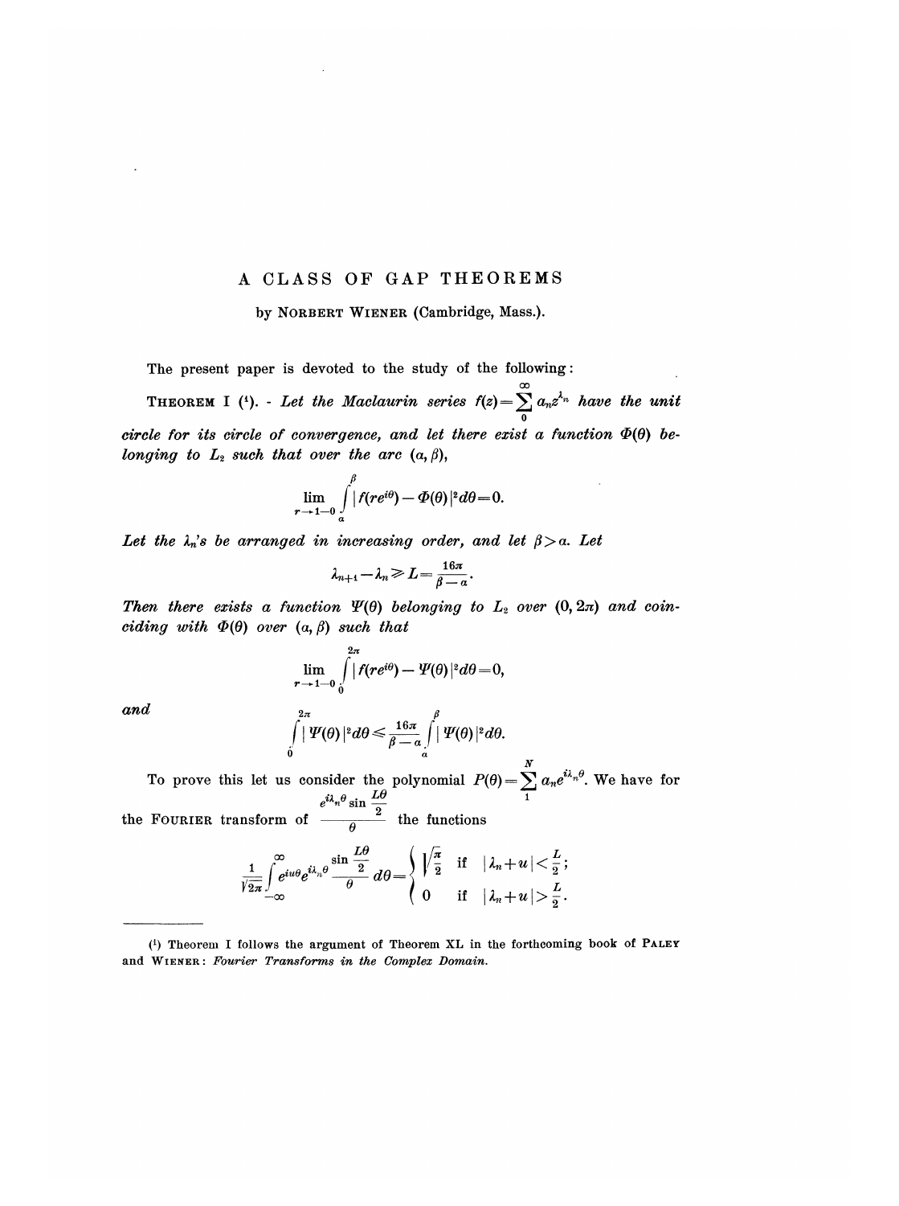# A CLASS OF GAP THEOREMS

by NORBERT WIENER (Cambridge, Mass.).

The present paper is devoted to the study of the following:

THEOREM I [1]. - *Let the Maclaurin series $f(z)=\sum_{0}^{\infty} a_n z^{\lambda_n}$ have the unit circle for its circle of convergence, and let there exist a function $\Phi(\theta)$ belonging to $L_2$ such that over the arc $(\alpha, \beta)$,*

$$\lim_{r \to 1-0} \int_{\alpha}^{\beta} |f(re^{i\theta}) - \Phi(\theta)|^2 d\theta = 0.$$

*Let the $\lambda_n$'s be arranged in increasing order, and let $\beta > \alpha$. Let*

$$\lambda_{n+1} - \lambda_n \geqslant L = \frac{16\pi}{\beta - \alpha}.$$

*Then there exists a function $\Psi(\theta)$ belonging to $L_2$ over $(0, 2\pi)$ and coinciding with $\Phi(\theta)$ over $(\alpha, \beta)$ such that*

$$\lim_{r \to 1-0} \int_{0}^{2\pi} |f(re^{i\theta}) - \Psi(\theta)|^2 d\theta = 0,$$

*and*

$$\int_{0}^{2\pi} |\Psi(\theta)|^2 d\theta \leqslant \frac{16\pi}{\beta - \alpha} \int_{\alpha}^{\beta} |\Psi(\theta)|^2 d\theta.$$

To prove this let us consider the polynomial $P(\theta) = \sum_{1}^{N} a_n e^{i\lambda_n \theta}$. We have for the FOURIER transform of $\dfrac{e^{i\lambda_n \theta} \sin \frac{L\theta}{2}}{\theta}$ the functions

$$\frac{1}{\sqrt{2\pi}} \int_{-\infty}^{\infty} e^{iu\theta} e^{i\lambda_n \theta} \frac{\sin \frac{L\theta}{2}}{\theta} d\theta = \begin{cases} \sqrt{\frac{\pi}{2}} & \text{if} \quad |\lambda_n + u| < \frac{L}{2}; \\ 0 & \text{if} \quad |\lambda_n + u| > \frac{L}{2}. \end{cases}$$

[1] Theorem I follows the argument of Theorem XL in the forthcoming book of PALEY and WIENER: *Fourier Transforms in the Complex Domain.*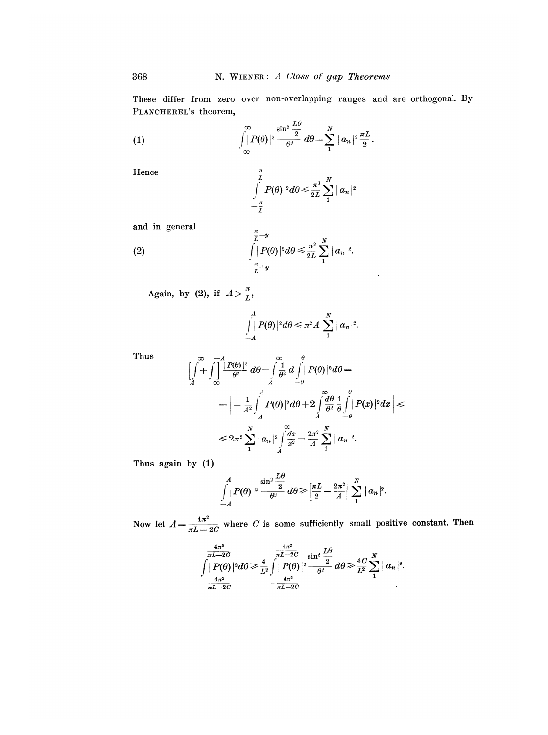These differ from zero over non-overlapping ranges and are orthogonal. By PLANCHEREL's theorem,

$$\int_{-\infty}^{\infty} |P(\theta)|^2 \frac{\sin^2 \frac{L\theta}{2}}{\theta^2}\, d\theta = \sum_{1}^{N} |a_n|^2 \frac{\pi L}{2}. \tag{1}$$

Hence

$$\int_{-\frac{\pi}{L}}^{\frac{\pi}{L}} |P(\theta)|^2 d\theta \leqslant \frac{\pi^3}{2L} \sum_{1}^{N} |a_n|^2$$

and in general

$$\int_{-\frac{\pi}{L}+y}^{\frac{\pi}{L}+y} |P(\theta)|^2 d\theta \leqslant \frac{\pi^3}{2L} \sum_{1}^{N} |a_n|^2. \tag{2}$$

Again, by (2), if $A > \frac{\pi}{L}$,

$$\int_{-A}^{A} |P(\theta)|^2 d\theta \leqslant \pi^2 A \sum_{1}^{N} |a_n|^2.$$

Thus

$$\left[\int_{A}^{\infty} + \int_{-\infty}^{-A}\right] \frac{|P(\theta)|^2}{\theta^2}\, d\theta = \int_{A}^{\infty} \frac{1}{\theta^2}\, d \int_{-\theta}^{\theta} |P(\theta)|^2 d\theta =$$

$$= \left| -\frac{1}{A^2} \int_{-A}^{A} |P(\theta)|^2 d\theta + 2 \int_{A}^{\infty} \frac{d\theta}{\theta^2} \frac{1}{\theta} \int_{-\theta}^{\theta} |P(x)|^2 dx \right| \leqslant$$

$$\leqslant 2\pi^2 \sum_{1}^{N} |a_n|^2 \int_{A}^{\infty} \frac{dx}{x^2} = \frac{2\pi^2}{A} \sum_{1}^{N} |a_n|^2.$$

Thus again by (1)

$$\int_{-A}^{A} |P(\theta)|^2 \frac{\sin^2 \frac{L\theta}{2}}{\theta^2}\, d\theta \geqslant \left[\frac{\pi L}{2} - \frac{2\pi^2}{A}\right] \sum_{1}^{N} |a_n|^2.$$

Now let $A = \frac{4\pi^2}{\pi L - 2C}$ where $C$ is some sufficiently small positive constant. Then

$$\int_{-\frac{4\pi^2}{\pi L - 2C}}^{\frac{4\pi^2}{\pi L - 2C}} |P(\theta)|^2 d\theta \geqslant \frac{4}{L^2} \int_{-\frac{4\pi^2}{\pi L - 2C}}^{\frac{4\pi^2}{\pi L - 2C}} |P(\theta)|^2 \frac{\sin^2 \frac{L\theta}{2}}{\theta^2}\, d\theta \geqslant \frac{4C}{L^2} \sum_{1}^{N} |a_n|^2.$$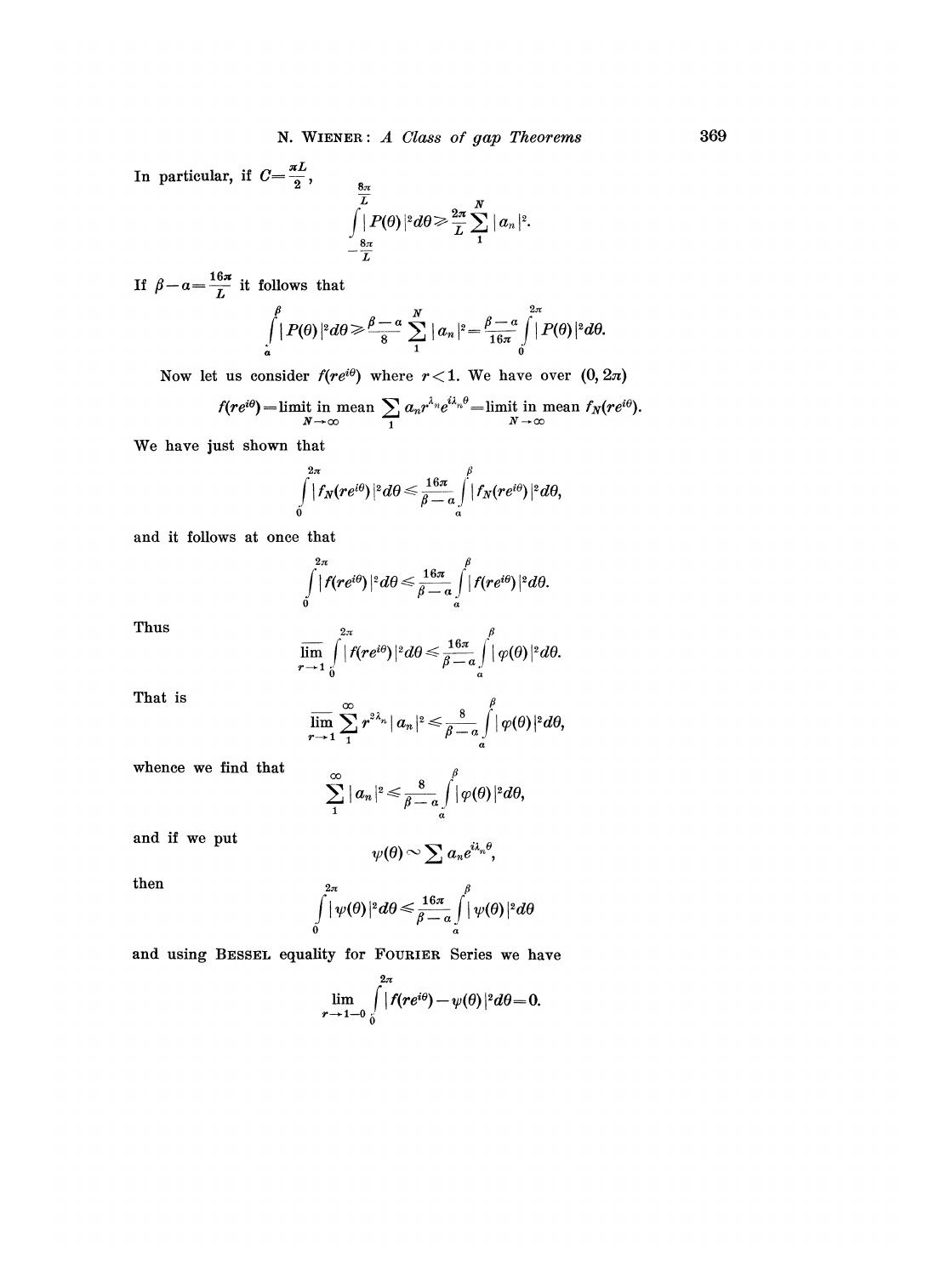In particular, if $C = \frac{\pi L}{2}$,

$$\int_{-\frac{8\pi}{L}}^{\frac{8\pi}{L}} |P(\theta)|^2 d\theta \geqslant \frac{2\pi}{L} \sum_1^N |a_n|^2.$$

If $\beta - \alpha = \frac{16\pi}{L}$ it follows that

$$\int_\alpha^\beta |P(\theta)|^2 d\theta \geqslant \frac{\beta - \alpha}{8} \sum_1^N |a_n|^2 = \frac{\beta - \alpha}{16\pi} \int_0^{2\pi} |P(\theta)|^2 d\theta.$$

Now let us consider $f(re^{i\theta})$ where $r < 1$. We have over $(0, 2\pi)$

$$f(re^{i\theta}) = \underset{N \to \infty}{\text{limit in mean}} \sum_1 a_n r^{\lambda_n} e^{i\lambda_n \theta} = \underset{N \to \infty}{\text{limit in mean}} f_N(re^{i\theta}).$$

We have just shown that

$$\int_0^{2\pi} |f_N(re^{i\theta})|^2 d\theta \leqslant \frac{16\pi}{\beta - \alpha} \int_\alpha^\beta |f_N(re^{i\theta})|^2 d\theta,$$

and it follows at once that

$$\int_0^{2\pi} |f(re^{i\theta})|^2 d\theta \leqslant \frac{16\pi}{\beta - \alpha} \int_\alpha^\beta |f(re^{i\theta})|^2 d\theta.$$

Thus

$$\overline{\lim_{r \to 1}} \int_0^{2\pi} |f(re^{i\theta})|^2 d\theta \leqslant \frac{16\pi}{\beta - \alpha} \int_\alpha^\beta |\varphi(\theta)|^2 d\theta.$$

That is

$$\overline{\lim_{r \to 1}} \sum_1^\infty r^{2\lambda_n} |a_n|^2 \leqslant \frac{8}{\beta - \alpha} \int_\alpha^\beta |\varphi(\theta)|^2 d\theta,$$

whence we find that

$$\sum_1^\infty |a_n|^2 \leqslant \frac{8}{\beta - \alpha} \int_\alpha^\beta |\varphi(\theta)|^2 d\theta,$$

and if we put

$$\psi(\theta) \sim \sum a_n e^{i\lambda_n \theta},$$

then

$$\int_0^{2\pi} |\psi(\theta)|^2 d\theta \leqslant \frac{16\pi}{\beta - \alpha} \int_\alpha^\beta |\psi(\theta)|^2 d\theta$$

and using BESSEL equality for FOURIER Series we have

$$\lim_{r \to 1-0} \int_0^{2\pi} |f(re^{i\theta}) - \psi(\theta)|^2 d\theta = 0.$$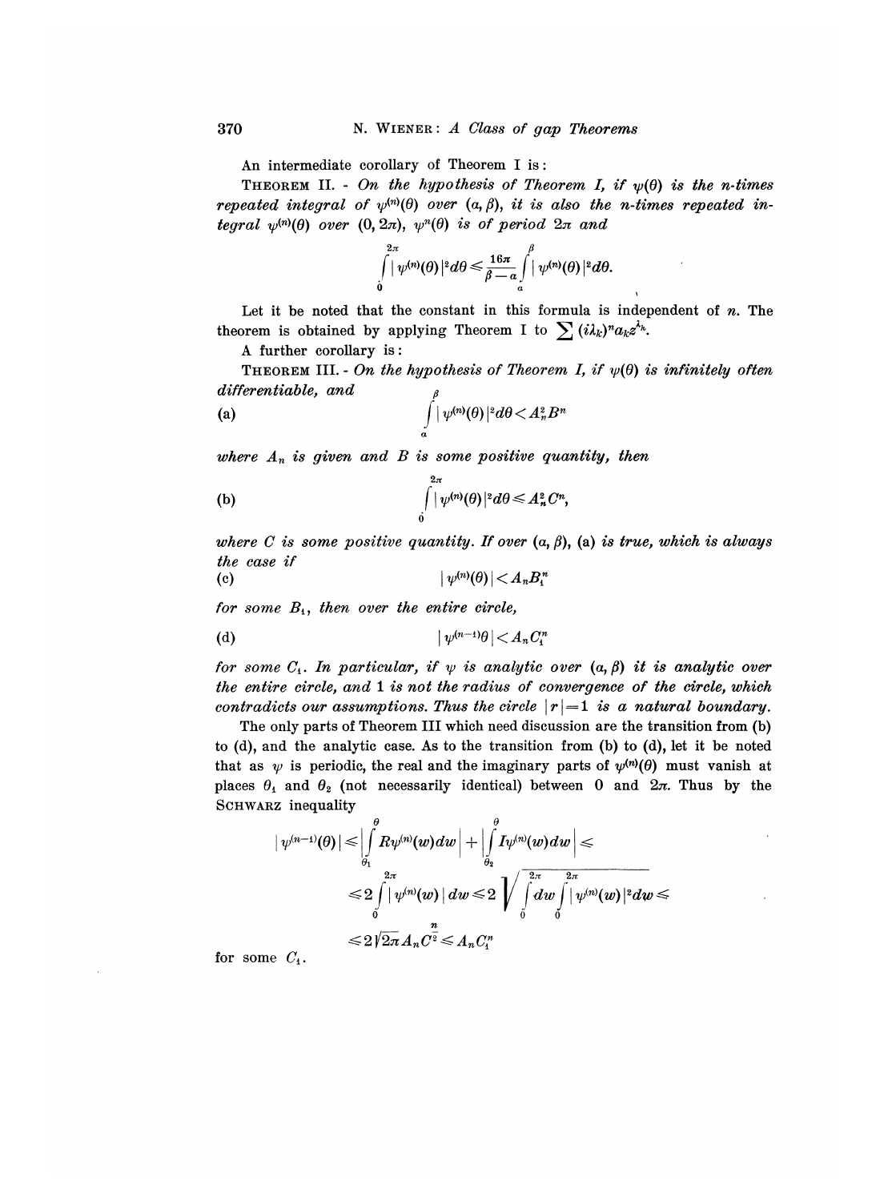An intermediate corollary of Theorem I is:

THEOREM II. - *On the hypothesis of Theorem I, if $\psi(\theta)$ is the n-times repeated integral of $\psi^{(n)}(\theta)$ over $(\alpha, \beta)$, it is also the n-times repeated integral $\psi^{(n)}(\theta)$ over $(0, 2\pi)$, $\psi^{n}(\theta)$ is of period $2\pi$ and*

$$\int_0^{2\pi} |\psi^{(n)}(\theta)|^2 d\theta \leqslant \frac{16\pi}{\beta - \alpha} \int_\alpha^\beta |\psi^{(n)}(\theta)|^2 d\theta.$$

Let it be noted that the constant in this formula is independent of $n$. The theorem is obtained by applying Theorem I to $\sum (i\lambda_k)^n a_k z^{\lambda_k}$.

A further corollary is:

THEOREM III. - *On the hypothesis of Theorem I, if $\psi(\theta)$ is infinitely often differentiable, and*

$$\text{(a)} \qquad \int_\alpha^\beta |\psi^{(n)}(\theta)|^2 d\theta < A_n^2 B^n$$

*where $A_n$ is given and $B$ is some positive quantity, then*

$$\text{(b)} \qquad \int_0^{2\pi} |\psi^{(n)}(\theta)|^2 d\theta \leqslant A_n^2 C^n,$$

*where $C$ is some positive quantity. If over $(\alpha, \beta)$, (a) is true, which is always the case if*

$$\text{(c)} \qquad |\psi^{(n)}(\theta)| < A_n B_1^n$$

*for some $B_1$, then over the entire circle,*

$$\text{(d)} \qquad |\psi^{(n-1)}\theta| < A_n C_1^n$$

*for some $C_1$. In particular, if $\psi$ is analytic over $(\alpha, \beta)$ it is analytic over the entire circle, and 1 is not the radius of convergence of the circle, which contradicts our assumptions. Thus the circle $|r| = 1$ is a natural boundary.*

The only parts of Theorem III which need discussion are the transition from (b) to (d), and the analytic case. As to the transition from (b) to (d), let it be noted that as $\psi$ is periodic, the real and the imaginary parts of $\psi^{(n)}(\theta)$ must vanish at places $\theta_1$ and $\theta_2$ (not necessarily identical) between $0$ and $2\pi$. Thus by the SCHWARZ inequality

$$\begin{aligned} |\psi^{(n-1)}(\theta)| &\leqslant \left| \int_{\theta_1}^{\theta} R\psi^{(n)}(w) dw \right| + \left| \int_{\theta_2}^{\theta} I\psi^{(n)}(w) dw \right| \leqslant \\ &\leqslant 2 \int_0^{2\pi} |\psi^{(n)}(w)| dw \leqslant 2 \sqrt{\int_0^{2\pi} dw \int_0^{2\pi} |\psi^{(n)}(w)|^2 dw} \leqslant \\ &\leqslant 2\sqrt{2\pi} A_n C^{\frac{n}{2}} \leqslant A_n C_1^n \end{aligned}$$

for some $C_1$.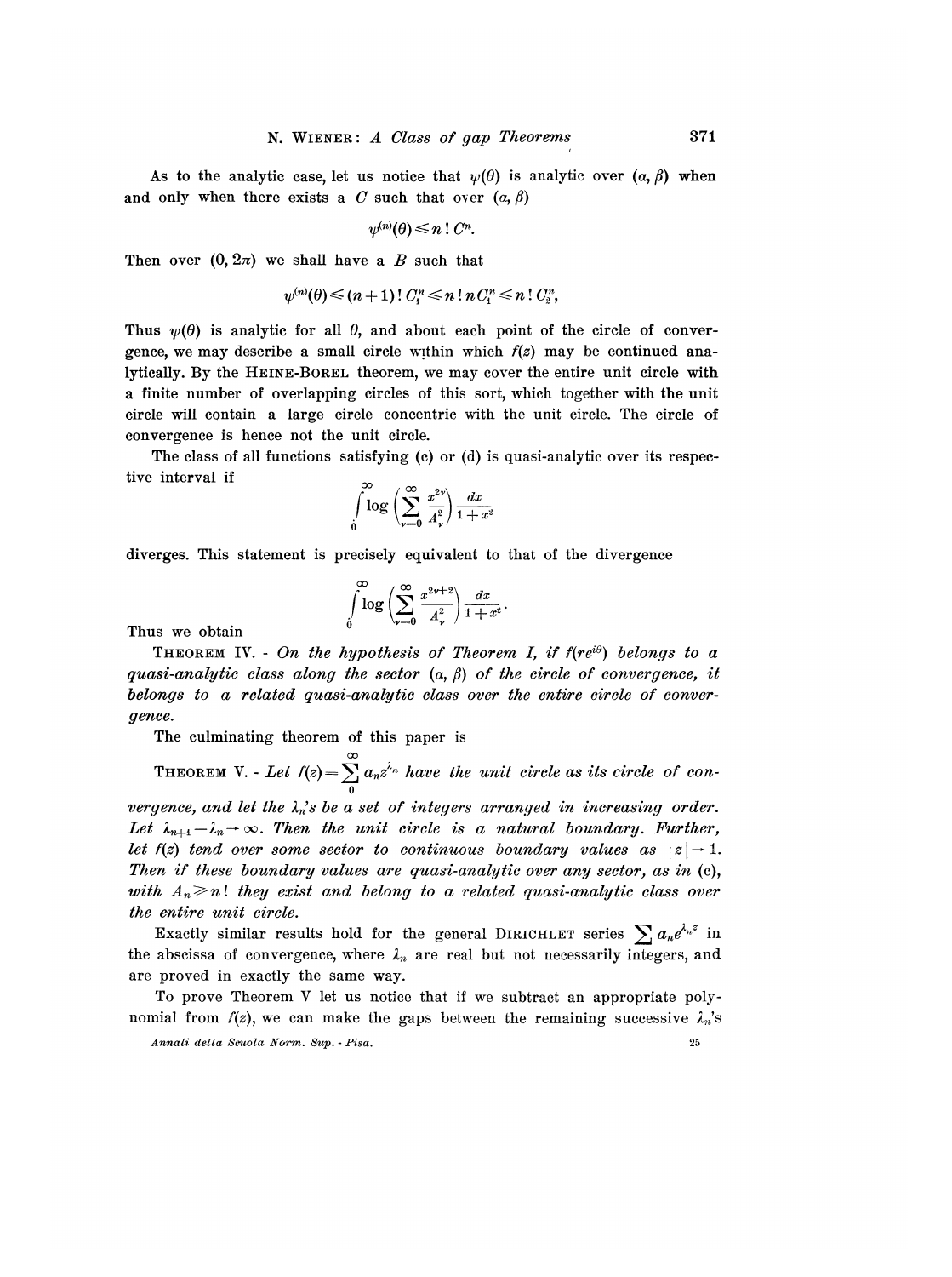As to the analytic case, let us notice that $\psi(\theta)$ is analytic over $(\alpha, \beta)$ when and only when there exists a $C$ such that over $(\alpha, \beta)$

$$\psi^{(n)}(\theta) \leq n!\, C^n.$$

Then over $(0, 2\pi)$ we shall have a $B$ such that

$$\psi^{(n)}(\theta) \leq (n+1)!\, C_1^n \leq n!\, n C_1^n \leq n!\, C_2^n,$$

Thus $\psi(\theta)$ is analytic for all $\theta$, and about each point of the circle of convergence, we may describe a small circle within which $f(z)$ may be continued analytically. By the HEINE-BOREL theorem, we may cover the entire unit circle with a finite number of overlapping circles of this sort, which together with the unit circle will contain a large circle concentric with the unit circle. The circle of convergence is hence not the unit circle.

The class of all functions satisfying (c) or (d) is quasi-analytic over its respective interval if

$$\int_0^\infty \log\left(\sum_{\nu=0}^\infty \frac{x^{2\nu}}{A_\nu^2}\right) \frac{dx}{1+x^2}$$

diverges. This statement is precisely equivalent to that of the divergence

$$\int_0^\infty \log\left(\sum_{\nu=0}^\infty \frac{x^{2\nu+2}}{A_\nu^2}\right) \frac{dx}{1+x^2}.$$

Thus we obtain

THEOREM IV. - *On the hypothesis of Theorem I, if $f(re^{i\theta})$ belongs to a quasi-analytic class along the sector $(\alpha, \beta)$ of the circle of convergence, it belongs to a related quasi-analytic class over the entire circle of convergence.*

The culminating theorem of this paper is

THEOREM V. - *Let $f(z) = \sum_0^\infty a_n z^{\lambda_n}$ have the unit circle as its circle of convergence, and let the $\lambda_n$'s be a set of integers arranged in increasing order. Let $\lambda_{n+1} - \lambda_n \to \infty$. Then the unit circle is a natural boundary. Further, let $f(z)$ tend over some sector to continuous boundary values as $|z| \to 1$. Then if these boundary values are quasi-analytic over any sector, as in (c), with $A_n \geq n!$ they exist and belong to a related quasi-analytic class over the entire unit circle.*

Exactly similar results hold for the general DIRICHLET series $\sum a_n e^{\lambda_n z}$ in the abscissa of convergence, where $\lambda_n$ are real but not necessarily integers, and are proved in exactly the same way.

To prove Theorem V let us notice that if we subtract an appropriate polynomial from $f(z)$, we can make the gaps between the remaining successive $\lambda_n$'s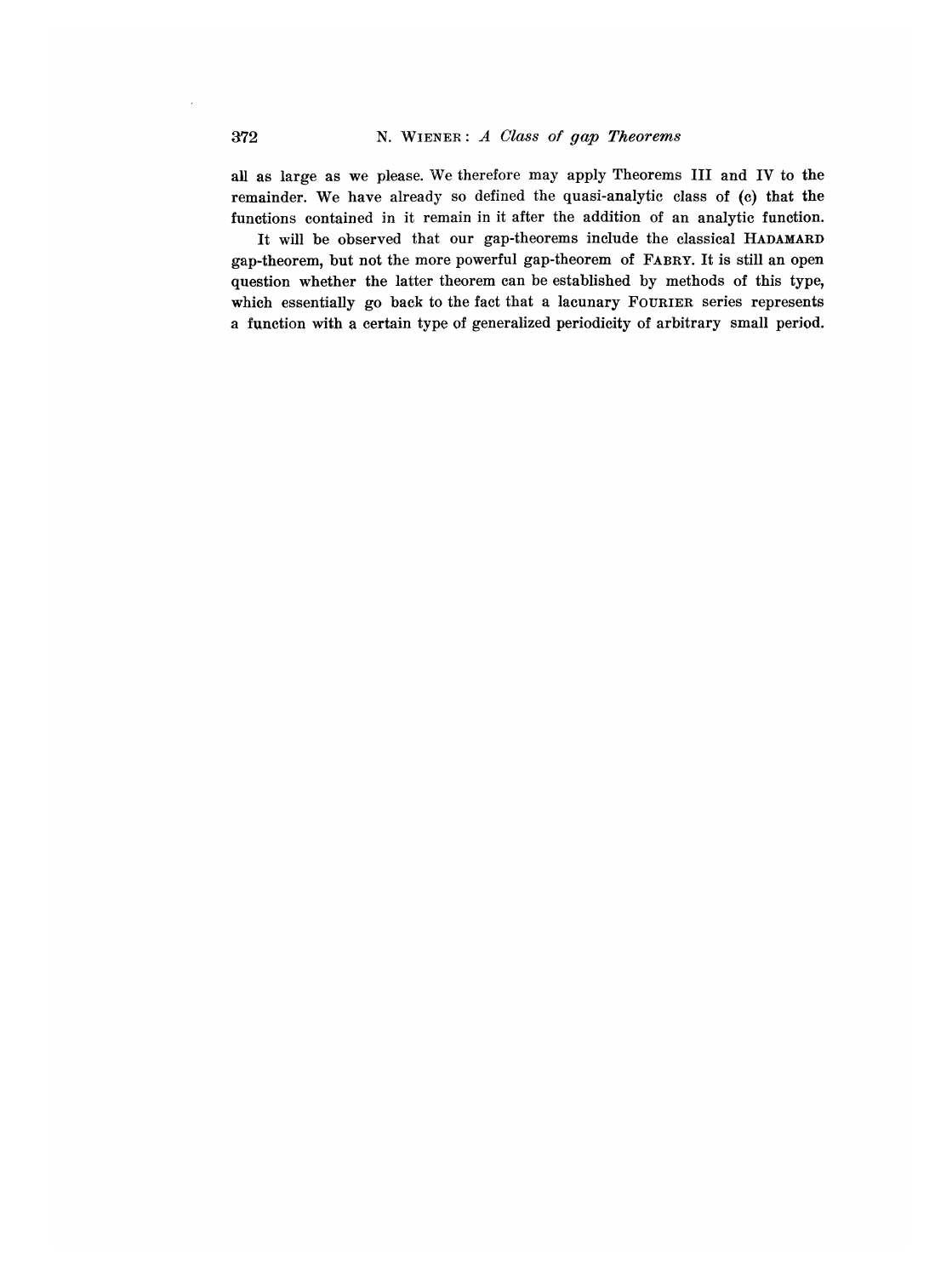all as large as we please. We therefore may apply Theorems III and IV to the remainder. We have already so defined the quasi-analytic class of (c) that the functions contained in it remain in it after the addition of an analytic function.

It will be observed that our gap-theorems include the classical HADAMARD gap-theorem, but not the more powerful gap-theorem of FABRY. It is still an open question whether the latter theorem can be established by methods of this type, which essentially go back to the fact that a lacunary FOURIER series represents a function with a certain type of generalized periodicity of arbitrary small period.